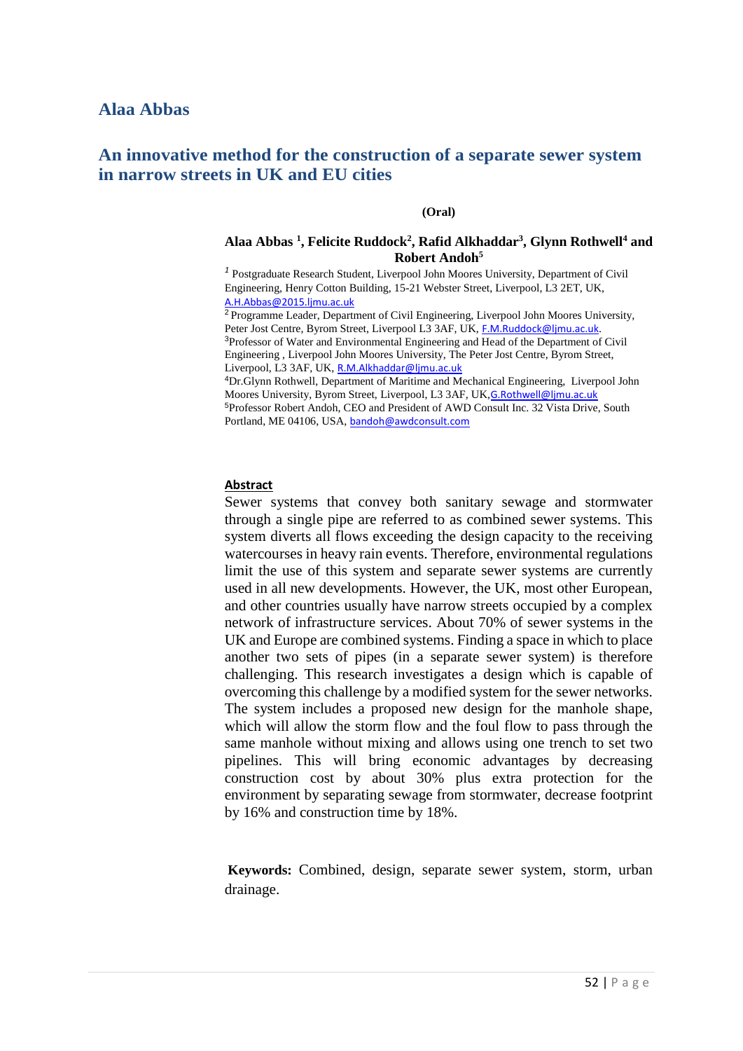# Alaa Abbas

## An innovative method for the construction of a separate sewer system in narrow streets in UK and EU cities

**(Oral)**

**Alaa Abbas [1], Felicite Ruddock[2], Rafid Alkhaddar[3], Glynn Rothwell[4] and Robert Andoh[5]**

[1] Postgraduate Research Student, Liverpool John Moores University, Department of Civil Engineering, Henry Cotton Building, 15-21 Webster Street, Liverpool, L3 2ET, UK, A.H.Abbas@2015.ljmu.ac.uk

[2] Programme Leader, Department of Civil Engineering, Liverpool John Moores University, Peter Jost Centre, Byrom Street, Liverpool L3 3AF, UK, F.M.Ruddock@ljmu.ac.uk.

[3] Professor of Water and Environmental Engineering and Head of the Department of Civil Engineering , Liverpool John Moores University, The Peter Jost Centre, Byrom Street, Liverpool, L3 3AF, UK, R.M.Alkhaddar@ljmu.ac.uk

[4] Dr.Glynn Rothwell, Department of Maritime and Mechanical Engineering, Liverpool John Moores University, Byrom Street, Liverpool, L3 3AF, UK, G.Rothwell@ljmu.ac.uk

[5] Professor Robert Andoh, CEO and President of AWD Consult Inc. 32 Vista Drive, South Portland, ME 04106, USA, bandoh@awdconsult.com

### Abstract

Sewer systems that convey both sanitary sewage and stormwater through a single pipe are referred to as combined sewer systems. This system diverts all flows exceeding the design capacity to the receiving watercourses in heavy rain events. Therefore, environmental regulations limit the use of this system and separate sewer systems are currently used in all new developments. However, the UK, most other European, and other countries usually have narrow streets occupied by a complex network of infrastructure services. About 70% of sewer systems in the UK and Europe are combined systems. Finding a space in which to place another two sets of pipes (in a separate sewer system) is therefore challenging. This research investigates a design which is capable of overcoming this challenge by a modified system for the sewer networks. The system includes a proposed new design for the manhole shape, which will allow the storm flow and the foul flow to pass through the same manhole without mixing and allows using one trench to set two pipelines. This will bring economic advantages by decreasing construction cost by about 30% plus extra protection for the environment by separating sewage from stormwater, decrease footprint by 16% and construction time by 18%.

**Keywords:** Combined, design, separate sewer system, storm, urban drainage.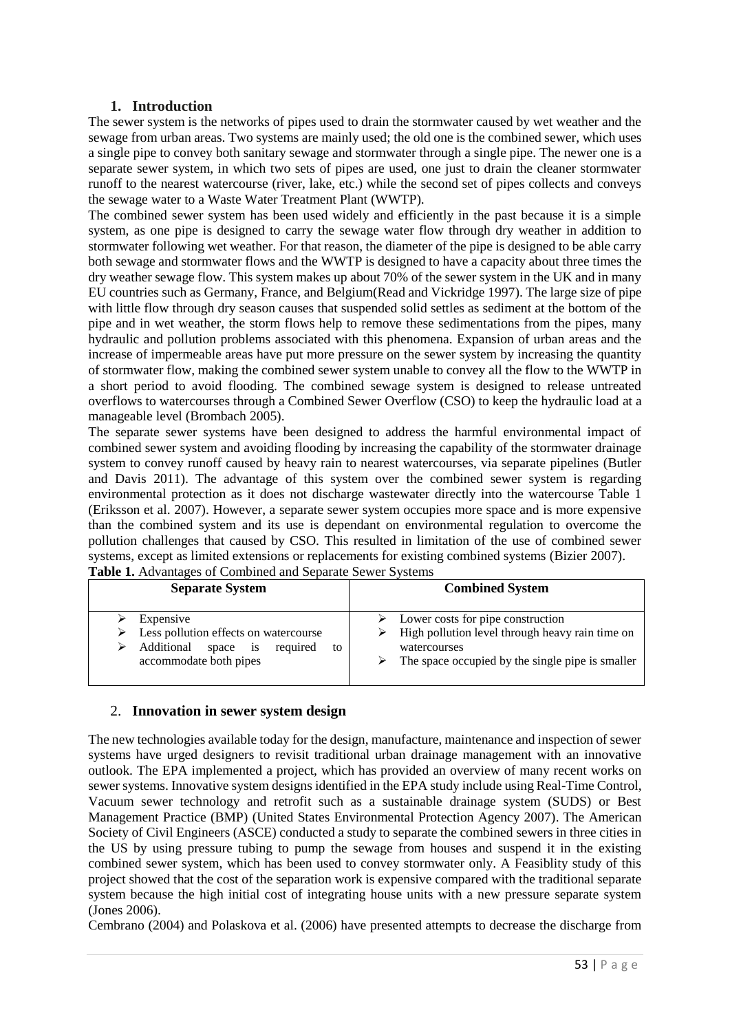## 1. Introduction

The sewer system is the networks of pipes used to drain the stormwater caused by wet weather and the sewage from urban areas. Two systems are mainly used; the old one is the combined sewer, which uses a single pipe to convey both sanitary sewage and stormwater through a single pipe. The newer one is a separate sewer system, in which two sets of pipes are used, one just to drain the cleaner stormwater runoff to the nearest watercourse (river, lake, etc.) while the second set of pipes collects and conveys the sewage water to a Waste Water Treatment Plant (WWTP).

The combined sewer system has been used widely and efficiently in the past because it is a simple system, as one pipe is designed to carry the sewage water flow through dry weather in addition to stormwater following wet weather. For that reason, the diameter of the pipe is designed to be able carry both sewage and stormwater flows and the WWTP is designed to have a capacity about three times the dry weather sewage flow. This system makes up about 70% of the sewer system in the UK and in many EU countries such as Germany, France, and Belgium(Read and Vickridge 1997). The large size of pipe with little flow through dry season causes that suspended solid settles as sediment at the bottom of the pipe and in wet weather, the storm flows help to remove these sedimentations from the pipes, many hydraulic and pollution problems associated with this phenomena. Expansion of urban areas and the increase of impermeable areas have put more pressure on the sewer system by increasing the quantity of stormwater flow, making the combined sewer system unable to convey all the flow to the WWTP in a short period to avoid flooding. The combined sewage system is designed to release untreated overflows to watercourses through a Combined Sewer Overflow (CSO) to keep the hydraulic load at a manageable level (Brombach 2005).

The separate sewer systems have been designed to address the harmful environmental impact of combined sewer system and avoiding flooding by increasing the capability of the stormwater drainage system to convey runoff caused by heavy rain to nearest watercourses, via separate pipelines (Butler and Davis 2011). The advantage of this system over the combined sewer system is regarding environmental protection as it does not discharge wastewater directly into the watercourse Table 1 (Eriksson et al. 2007). However, a separate sewer system occupies more space and is more expensive than the combined system and its use is dependant on environmental regulation to overcome the pollution challenges that caused by CSO. This resulted in limitation of the use of combined sewer systems, except as limited extensions or replacements for existing combined systems (Bizier 2007).

**Table 1.** Advantages of Combined and Separate Sewer Systems

| Separate System | Combined System |
|---|---|
| ➢ Expensive<br>➢ Less pollution effects on watercourse<br>➢ Additional space is required to accommodate both pipes | ➢ Lower costs for pipe construction<br>➢ High pollution level through heavy rain time on watercourses<br>➢ The space occupied by the single pipe is smaller |

## 2. Innovation in sewer system design

The new technologies available today for the design, manufacture, maintenance and inspection of sewer systems have urged designers to revisit traditional urban drainage management with an innovative outlook. The EPA implemented a project, which has provided an overview of many recent works on sewer systems. Innovative system designs identified in the EPA study include using Real-Time Control, Vacuum sewer technology and retrofit such as a sustainable drainage system (SUDS) or Best Management Practice (BMP) (United States Environmental Protection Agency 2007). The American Society of Civil Engineers (ASCE) conducted a study to separate the combined sewers in three cities in the US by using pressure tubing to pump the sewage from houses and suspend it in the existing combined sewer system, which has been used to convey stormwater only. A Feasiblity study of this project showed that the cost of the separation work is expensive compared with the traditional separate system because the high initial cost of integrating house units with a new pressure separate system (Jones 2006).

Cembrano (2004) and Polaskova et al. (2006) have presented attempts to decrease the discharge from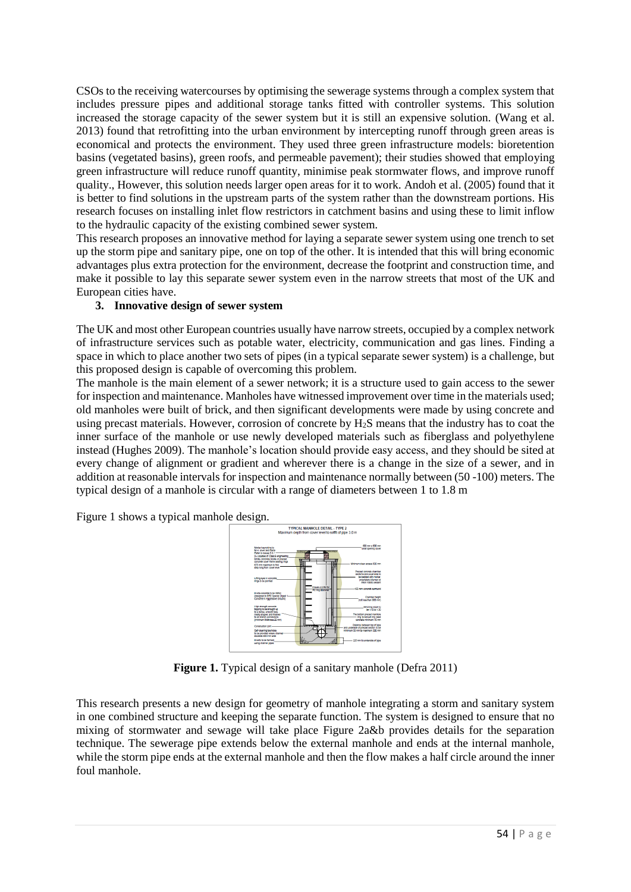CSOs to the receiving watercourses by optimising the sewerage systems through a complex system that includes pressure pipes and additional storage tanks fitted with controller systems. This solution increased the storage capacity of the sewer system but it is still an expensive solution. (Wang et al. 2013) found that retrofitting into the urban environment by intercepting runoff through green areas is economical and protects the environment. They used three green infrastructure models: bioretention basins (vegetated basins), green roofs, and permeable pavement); their studies showed that employing green infrastructure will reduce runoff quantity, minimise peak stormwater flows, and improve runoff quality., However, this solution needs larger open areas for it to work. Andoh et al. (2005) found that it is better to find solutions in the upstream parts of the system rather than the downstream portions. His research focuses on installing inlet flow restrictors in catchment basins and using these to limit inflow to the hydraulic capacity of the existing combined sewer system.

This research proposes an innovative method for laying a separate sewer system using one trench to set up the storm pipe and sanitary pipe, one on top of the other. It is intended that this will bring economic advantages plus extra protection for the environment, decrease the footprint and construction time, and make it possible to lay this separate sewer system even in the narrow streets that most of the UK and European cities have.

## 3. Innovative design of sewer system

The UK and most other European countries usually have narrow streets, occupied by a complex network of infrastructure services such as potable water, electricity, communication and gas lines. Finding a space in which to place another two sets of pipes (in a typical separate sewer system) is a challenge, but this proposed design is capable of overcoming this problem.

The manhole is the main element of a sewer network; it is a structure used to gain access to the sewer for inspection and maintenance. Manholes have witnessed improvement over time in the materials used; old manholes were built of brick, and then significant developments were made by using concrete and using precast materials. However, corrosion of concrete by $H_2S$ means that the industry has to coat the inner surface of the manhole or use newly developed materials such as fiberglass and polyethylene instead (Hughes 2009). The manhole's location should provide easy access, and they should be sited at every change of alignment or gradient and wherever there is a change in the size of a sewer, and in addition at reasonable intervals for inspection and maintenance normally between (50 -100) meters. The typical design of a manhole is circular with a range of diameters between 1 to 1.8 m

Figure 1 shows a typical manhole design.

**Figure 1.** Typical design of a sanitary manhole (Defra 2011)

This research presents a new design for geometry of manhole integrating a storm and sanitary system in one combined structure and keeping the separate function. The system is designed to ensure that no mixing of stormwater and sewage will take place Figure 2a&b provides details for the separation technique. The sewerage pipe extends below the external manhole and ends at the internal manhole, while the storm pipe ends at the external manhole and then the flow makes a half circle around the inner foul manhole.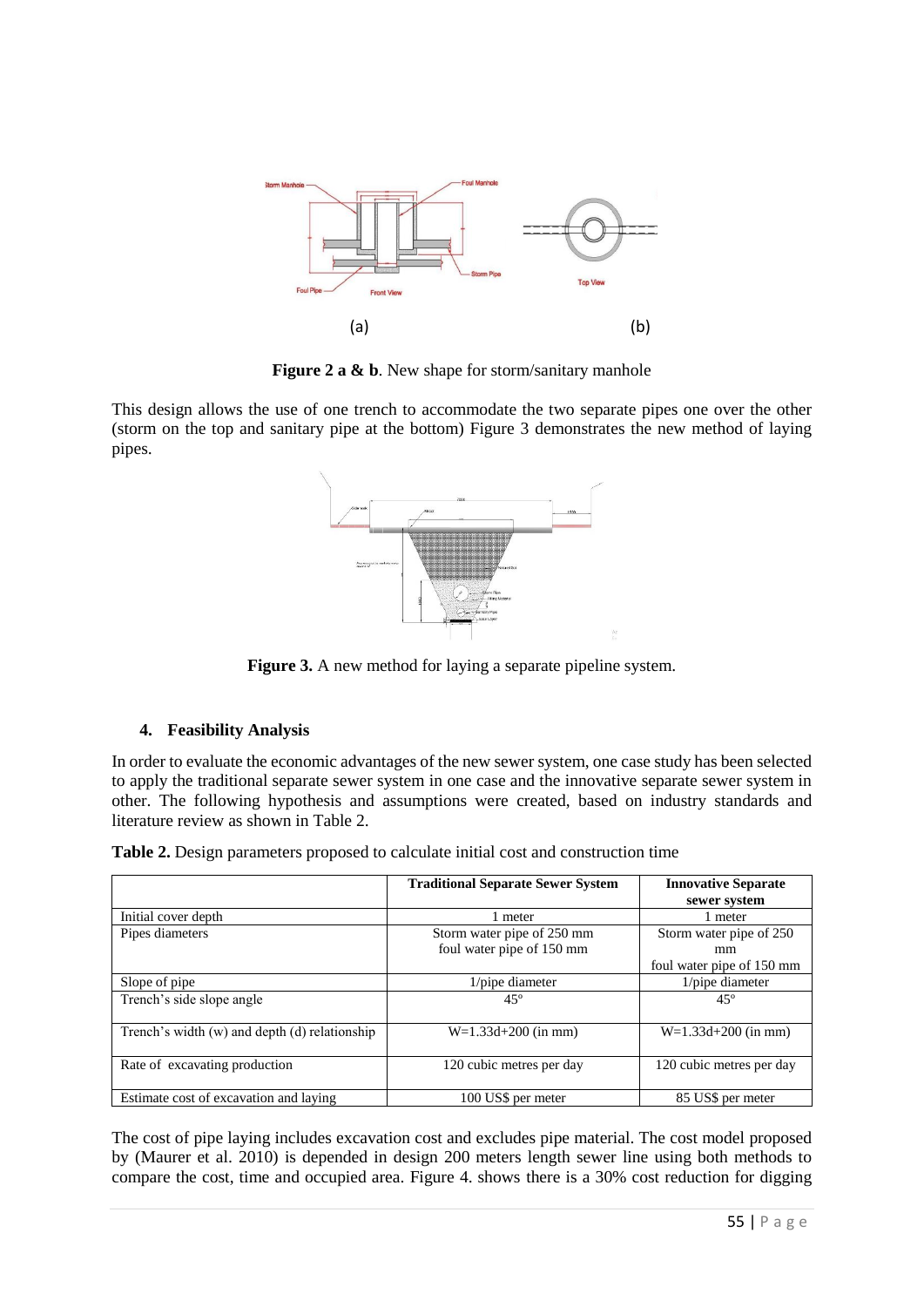(a) (b)

**Figure 2 a & b**. New shape for storm/sanitary manhole

This design allows the use of one trench to accommodate the two separate pipes one over the other (storm on the top and sanitary pipe at the bottom) Figure 3 demonstrates the new method of laying pipes.

**Figure 3.** A new method for laying a separate pipeline system.

## 4. Feasibility Analysis

In order to evaluate the economic advantages of the new sewer system, one case study has been selected to apply the traditional separate sewer system in one case and the innovative separate sewer system in other. The following hypothesis and assumptions were created, based on industry standards and literature review as shown in Table 2.

**Table 2.** Design parameters proposed to calculate initial cost and construction time

| | **Traditional Separate Sewer System** | **Innovative Separate sewer system** |
|---|---|---|
| Initial cover depth | 1 meter | 1 meter |
| Pipes diameters | Storm water pipe of 250 mm foul water pipe of 150 mm | Storm water pipe of 250 mm foul water pipe of 150 mm |
| Slope of pipe | 1/pipe diameter | 1/pipe diameter |
| Trench's side slope angle | 45° | 45° |
| Trench's width (w) and depth (d) relationship | W=1.33d+200 (in mm) | W=1.33d+200 (in mm) |
| Rate of excavating production | 120 cubic metres per day | 120 cubic metres per day |
| Estimate cost of excavation and laying | 100 US$ per meter | 85 US$ per meter |

The cost of pipe laying includes excavation cost and excludes pipe material. The cost model proposed by (Maurer et al. 2010) is depended in design 200 meters length sewer line using both methods to compare the cost, time and occupied area. Figure 4. shows there is a 30% cost reduction for digging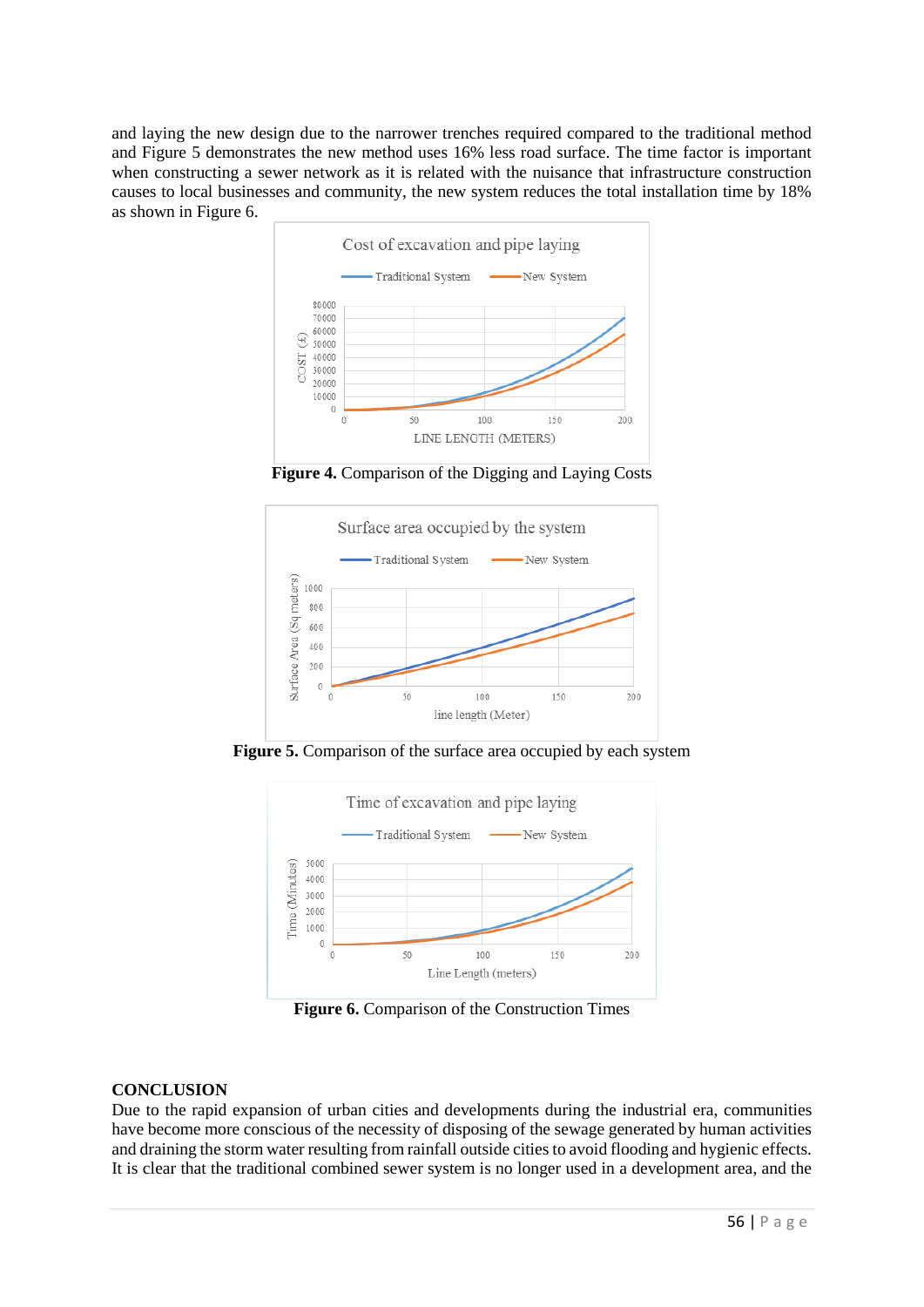and laying the new design due to the narrower trenches required compared to the traditional method and Figure 5 demonstrates the new method uses 16% less road surface. The time factor is important when constructing a sewer network as it is related with the nuisance that infrastructure construction causes to local businesses and community, the new system reduces the total installation time by 18% as shown in Figure 6.

**Figure 4.** Comparison of the Digging and Laying Costs

**Figure 5.** Comparison of the surface area occupied by each system

**Figure 6.** Comparison of the Construction Times

## CONCLUSION

Due to the rapid expansion of urban cities and developments during the industrial era, communities have become more conscious of the necessity of disposing of the sewage generated by human activities and draining the storm water resulting from rainfall outside cities to avoid flooding and hygienic effects. It is clear that the traditional combined sewer system is no longer used in a development area, and the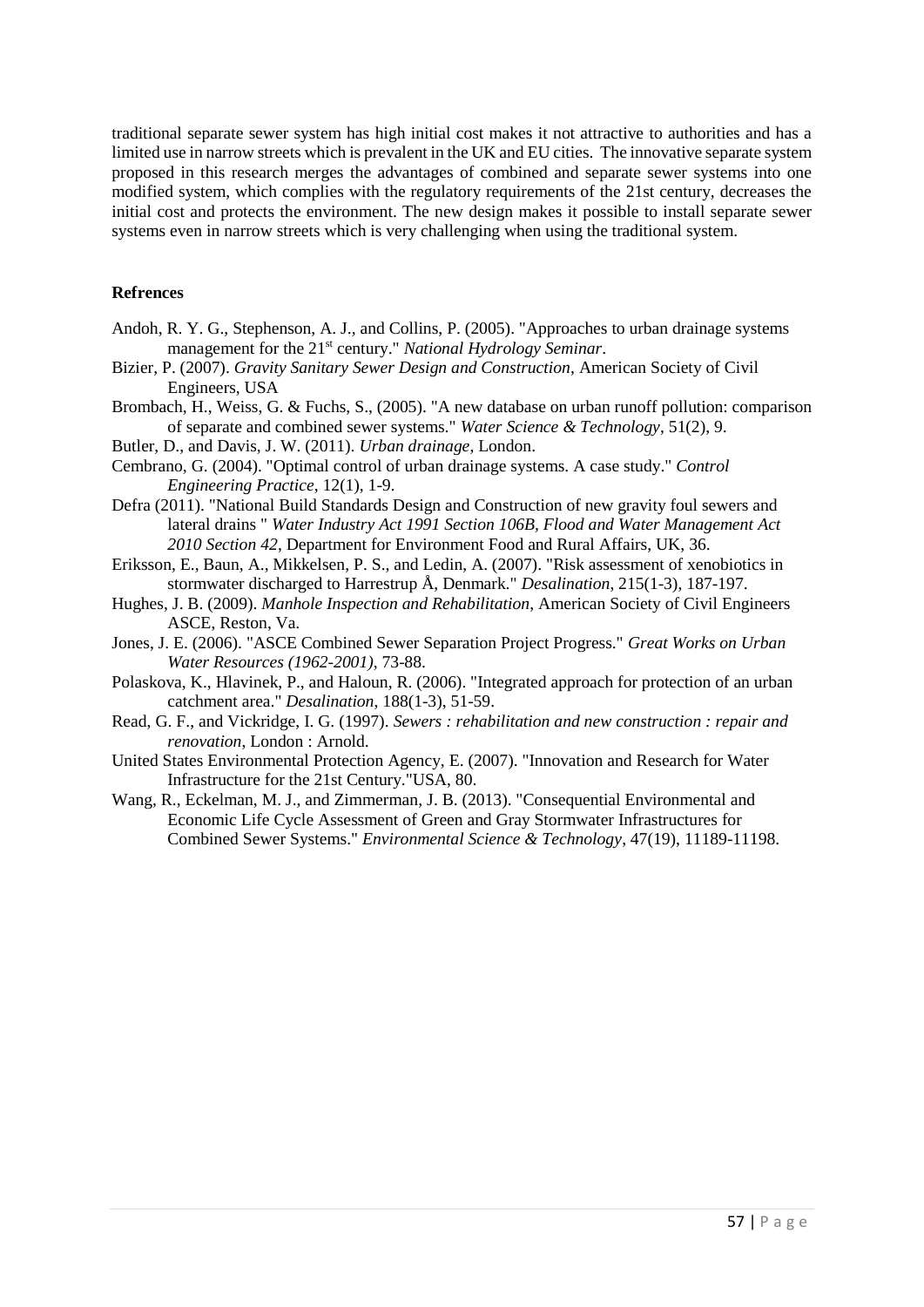traditional separate sewer system has high initial cost makes it not attractive to authorities and has a limited use in narrow streets which is prevalent in the UK and EU cities. The innovative separate system proposed in this research merges the advantages of combined and separate sewer systems into one modified system, which complies with the regulatory requirements of the 21st century, decreases the initial cost and protects the environment. The new design makes it possible to install separate sewer systems even in narrow streets which is very challenging when using the traditional system.

**Refrences**

Andoh, R. Y. G., Stephenson, A. J., and Collins, P. (2005). "Approaches to urban drainage systems management for the 21st century." *National Hydrology Seminar*.

Bizier, P. (2007). *Gravity Sanitary Sewer Design and Construction*, American Society of Civil Engineers, USA

Brombach, H., Weiss, G. & Fuchs, S., (2005). "A new database on urban runoff pollution: comparison of separate and combined sewer systems." *Water Science & Technology*, 51(2), 9.

Butler, D., and Davis, J. W. (2011). *Urban drainage*, London.

Cembrano, G. (2004). "Optimal control of urban drainage systems. A case study." *Control Engineering Practice*, 12(1), 1-9.

Defra (2011). "National Build Standards Design and Construction of new gravity foul sewers and lateral drains " *Water Industry Act 1991 Section 106B, Flood and Water Management Act 2010 Section 42*, Department for Environment Food and Rural Affairs, UK, 36.

Eriksson, E., Baun, A., Mikkelsen, P. S., and Ledin, A. (2007). "Risk assessment of xenobiotics in stormwater discharged to Harrestrup Å, Denmark." *Desalination*, 215(1-3), 187-197.

Hughes, J. B. (2009). *Manhole Inspection and Rehabilitation*, American Society of Civil Engineers ASCE, Reston, Va.

Jones, J. E. (2006). "ASCE Combined Sewer Separation Project Progress." *Great Works on Urban Water Resources (1962-2001)*, 73-88.

Polaskova, K., Hlavinek, P., and Haloun, R. (2006). "Integrated approach for protection of an urban catchment area." *Desalination*, 188(1-3), 51-59.

Read, G. F., and Vickridge, I. G. (1997). *Sewers : rehabilitation and new construction : repair and renovation*, London : Arnold.

United States Environmental Protection Agency, E. (2007). "Innovation and Research for Water Infrastructure for the 21st Century."USA, 80.

Wang, R., Eckelman, M. J., and Zimmerman, J. B. (2013). "Consequential Environmental and Economic Life Cycle Assessment of Green and Gray Stormwater Infrastructures for Combined Sewer Systems." *Environmental Science & Technology*, 47(19), 11189-11198.